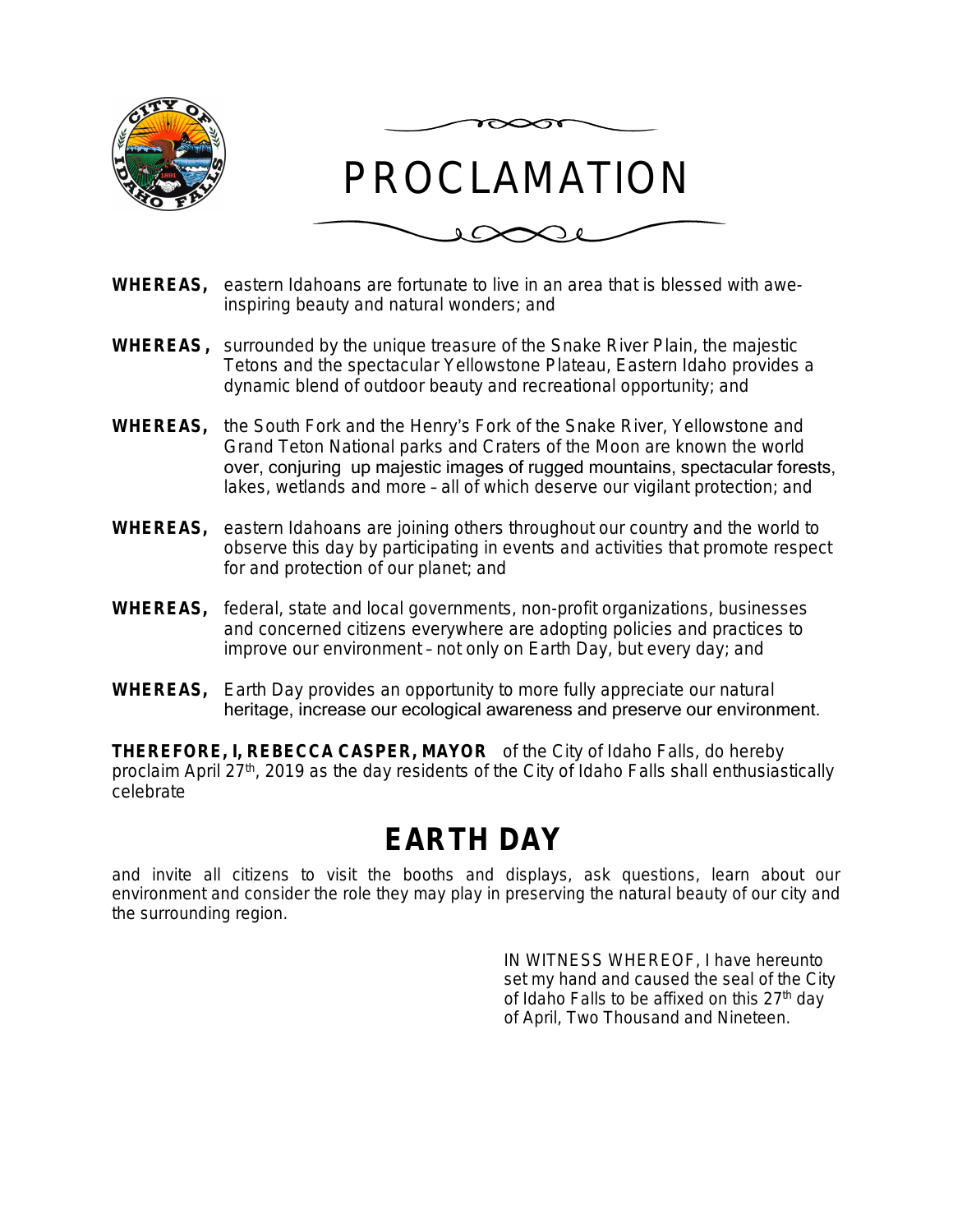# PROCLAMATION

**WHEREAS,** eastern Idahoans are fortunate to live in an area that is blessed with awe-inspiring beauty and natural wonders; and

**WHEREAS,** surrounded by the unique treasure of the Snake River Plain, the majestic Tetons and the spectacular Yellowstone Plateau, Eastern Idaho provides a dynamic blend of outdoor beauty and recreational opportunity; and

**WHEREAS,** the South Fork and the Henry's Fork of the Snake River, Yellowstone and Grand Teton National parks and Craters of the Moon are known the world over, conjuring up majestic images of rugged mountains, spectacular forests, lakes, wetlands and more – all of which deserve our vigilant protection; and

**WHEREAS,** eastern Idahoans are joining others throughout our country and the world to observe this day by participating in events and activities that promote respect for and protection of our planet; and

**WHEREAS,** federal, state and local governments, non-profit organizations, businesses and concerned citizens everywhere are adopting policies and practices to improve our environment – not only on Earth Day, but every day; and

**WHEREAS,** Earth Day provides an opportunity to more fully appreciate our natural heritage, increase our ecological awareness and preserve our environment.

**THEREFORE, I, REBECCA CASPER, MAYOR** of the City of Idaho Falls, do hereby proclaim April 27th, 2019 as the day residents of the City of Idaho Falls shall enthusiastically celebrate

## EARTH DAY

and invite all citizens to visit the booths and displays, ask questions, learn about our environment and consider the role they may play in preserving the natural beauty of our city and the surrounding region.

IN WITNESS WHEREOF, I have hereunto set my hand and caused the seal of the City of Idaho Falls to be affixed on this 27th day of April, Two Thousand and Nineteen.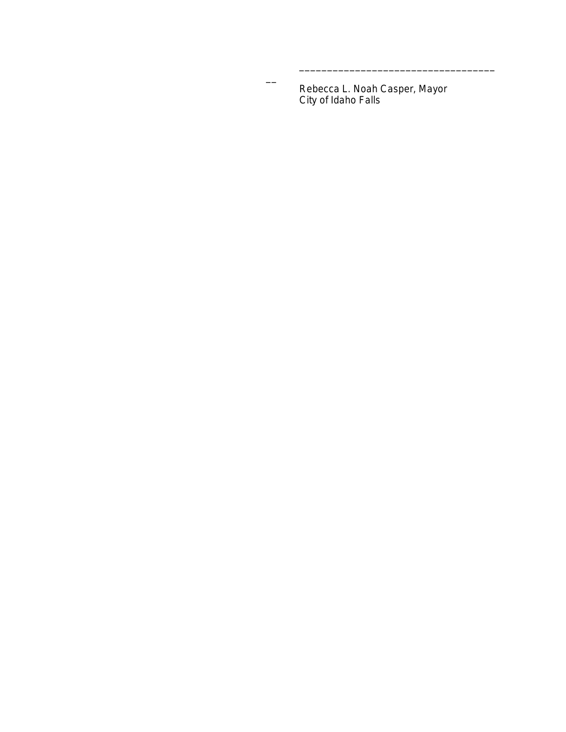\_\_\_\_\_\_\_\_\_\_\_\_\_\_\_\_\_\_\_\_\_\_\_\_\_\_\_\_\_\_\_\_\_\_\_\_

\_\_

Rebecca L. Noah Casper, Mayor
City of Idaho Falls